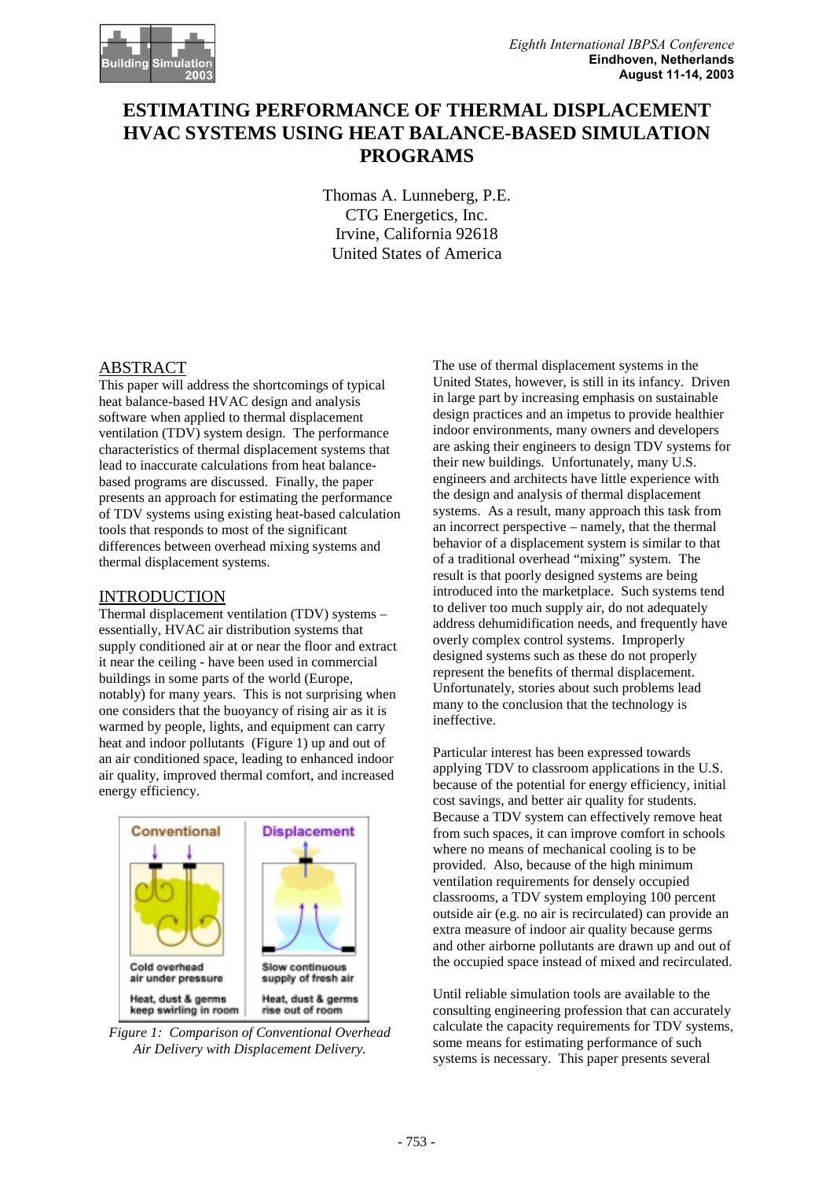# ESTIMATING PERFORMANCE OF THERMAL DISPLACEMENT HVAC SYSTEMS USING HEAT BALANCE-BASED SIMULATION PROGRAMS

Thomas A. Lunneberg, P.E.
CTG Energetics, Inc.
Irvine, California 92618
United States of America

## ABSTRACT

This paper will address the shortcomings of typical heat balance-based HVAC design and analysis software when applied to thermal displacement ventilation (TDV) system design. The performance characteristics of thermal displacement systems that lead to inaccurate calculations from heat balance-based programs are discussed. Finally, the paper presents an approach for estimating the performance of TDV systems using existing heat-based calculation tools that responds to most of the significant differences between overhead mixing systems and thermal displacement systems.

## INTRODUCTION

Thermal displacement ventilation (TDV) systems – essentially, HVAC air distribution systems that supply conditioned air at or near the floor and extract it near the ceiling - have been used in commercial buildings in some parts of the world (Europe, notably) for many years. This is not surprising when one considers that the buoyancy of rising air as it is warmed by people, lights, and equipment can carry heat and indoor pollutants (Figure 1) up and out of an air conditioned space, leading to enhanced indoor air quality, improved thermal comfort, and increased energy efficiency.

*Figure 1: Comparison of Conventional Overhead Air Delivery with Displacement Delivery.*

The use of thermal displacement systems in the United States, however, is still in its infancy. Driven in large part by increasing emphasis on sustainable design practices and an impetus to provide healthier indoor environments, many owners and developers are asking their engineers to design TDV systems for their new buildings. Unfortunately, many U.S. engineers and architects have little experience with the design and analysis of thermal displacement systems. As a result, many approach this task from an incorrect perspective – namely, that the thermal behavior of a displacement system is similar to that of a traditional overhead "mixing" system. The result is that poorly designed systems are being introduced into the marketplace. Such systems tend to deliver too much supply air, do not adequately address dehumidification needs, and frequently have overly complex control systems. Improperly designed systems such as these do not properly represent the benefits of thermal displacement. Unfortunately, stories about such problems lead many to the conclusion that the technology is ineffective.

Particular interest has been expressed towards applying TDV to classroom applications in the U.S. because of the potential for energy efficiency, initial cost savings, and better air quality for students. Because a TDV system can effectively remove heat from such spaces, it can improve comfort in schools where no means of mechanical cooling is to be provided. Also, because of the high minimum ventilation requirements for densely occupied classrooms, a TDV system employing 100 percent outside air (e.g. no air is recirculated) can provide an extra measure of indoor air quality because germs and other airborne pollutants are drawn up and out of the occupied space instead of mixed and recirculated.

Until reliable simulation tools are available to the consulting engineering profession that can accurately calculate the capacity requirements for TDV systems, some means for estimating performance of such systems is necessary. This paper presents several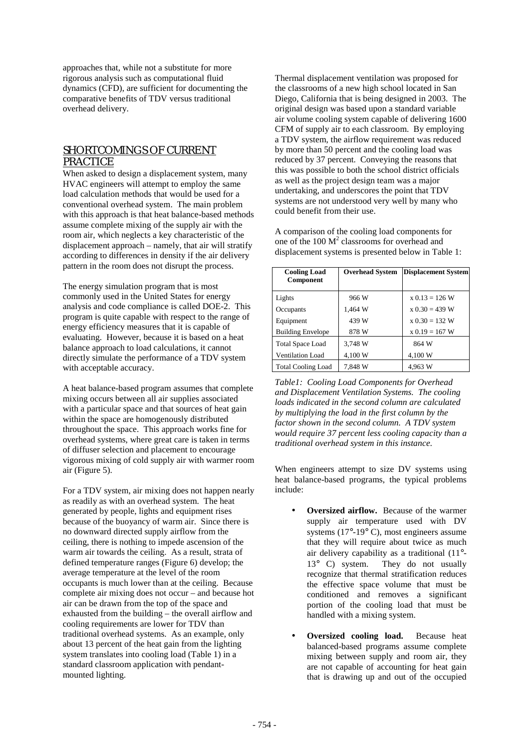approaches that, while not a substitute for more rigorous analysis such as computational fluid dynamics (CFD), are sufficient for documenting the comparative benefits of TDV versus traditional overhead delivery.

## SHORTCOMINGS OF CURRENT PRACTICE

When asked to design a displacement system, many HVAC engineers will attempt to employ the same load calculation methods that would be used for a conventional overhead system. The main problem with this approach is that heat balance-based methods assume complete mixing of the supply air with the room air, which neglects a key characteristic of the displacement approach – namely, that air will stratify according to differences in density if the air delivery pattern in the room does not disrupt the process.

The energy simulation program that is most commonly used in the United States for energy analysis and code compliance is called DOE-2. This program is quite capable with respect to the range of energy efficiency measures that it is capable of evaluating. However, because it is based on a heat balance approach to load calculations, it cannot directly simulate the performance of a TDV system with acceptable accuracy.

A heat balance-based program assumes that complete mixing occurs between all air supplies associated with a particular space and that sources of heat gain within the space are homogenously distributed throughout the space. This approach works fine for overhead systems, where great care is taken in terms of diffuser selection and placement to encourage vigorous mixing of cold supply air with warmer room air (Figure 5).

For a TDV system, air mixing does not happen nearly as readily as with an overhead system. The heat generated by people, lights and equipment rises because of the buoyancy of warm air. Since there is no downward directed supply airflow from the ceiling, there is nothing to impede ascension of the warm air towards the ceiling. As a result, strata of defined temperature ranges (Figure 6) develop; the average temperature at the level of the room occupants is much lower than at the ceiling. Because complete air mixing does not occur – and because hot air can be drawn from the top of the space and exhausted from the building – the overall airflow and cooling requirements are lower for TDV than traditional overhead systems. As an example, only about 13 percent of the heat gain from the lighting system translates into cooling load (Table 1) in a standard classroom application with pendant-mounted lighting.

Thermal displacement ventilation was proposed for the classrooms of a new high school located in San Diego, California that is being designed in 2003. The original design was based upon a standard variable air volume cooling system capable of delivering 1600 CFM of supply air to each classroom. By employing a TDV system, the airflow requirement was reduced by more than 50 percent and the cooling load was reduced by 37 percent. Conveying the reasons that this was possible to both the school district officials as well as the project design team was a major undertaking, and underscores the point that TDV systems are not understood very well by many who could benefit from their use.

A comparison of the cooling load components for one of the 100 $M^2$ classrooms for overhead and displacement systems is presented below in Table 1:

| Cooling Load Component | Overhead System | Displacement System |
|---|---|---|
| Lights | 966 W | x 0.13 = 126 W |
| Occupants | 1,464 W | x 0.30 = 439 W |
| Equipment | 439 W | x 0.30 = 132 W |
| Building Envelope | 878 W | x 0.19 = 167 W |
| Total Space Load | 3,748 W | 864 W |
| Ventilation Load | 4,100 W | 4,100 W |
| Total Cooling Load | 7,848 W | 4,963 W |

*Table1: Cooling Load Components for Overhead and Displacement Ventilation Systems. The cooling loads indicated in the second column are calculated by multiplying the load in the first column by the factor shown in the second column. A TDV system would require 37 percent less cooling capacity than a traditional overhead system in this instance.*

When engineers attempt to size DV systems using heat balance-based programs, the typical problems include:

- **Oversized airflow.** Because of the warmer supply air temperature used with DV systems (17°-19° C), most engineers assume that they will require about twice as much air delivery capability as a traditional (11°-13° C) system. They do not usually recognize that thermal stratification reduces the effective space volume that must be conditioned and removes a significant portion of the cooling load that must be handled with a mixing system.
- **Oversized cooling load.** Because heat balanced-based programs assume complete mixing between supply and room air, they are not capable of accounting for heat gain that is drawing up and out of the occupied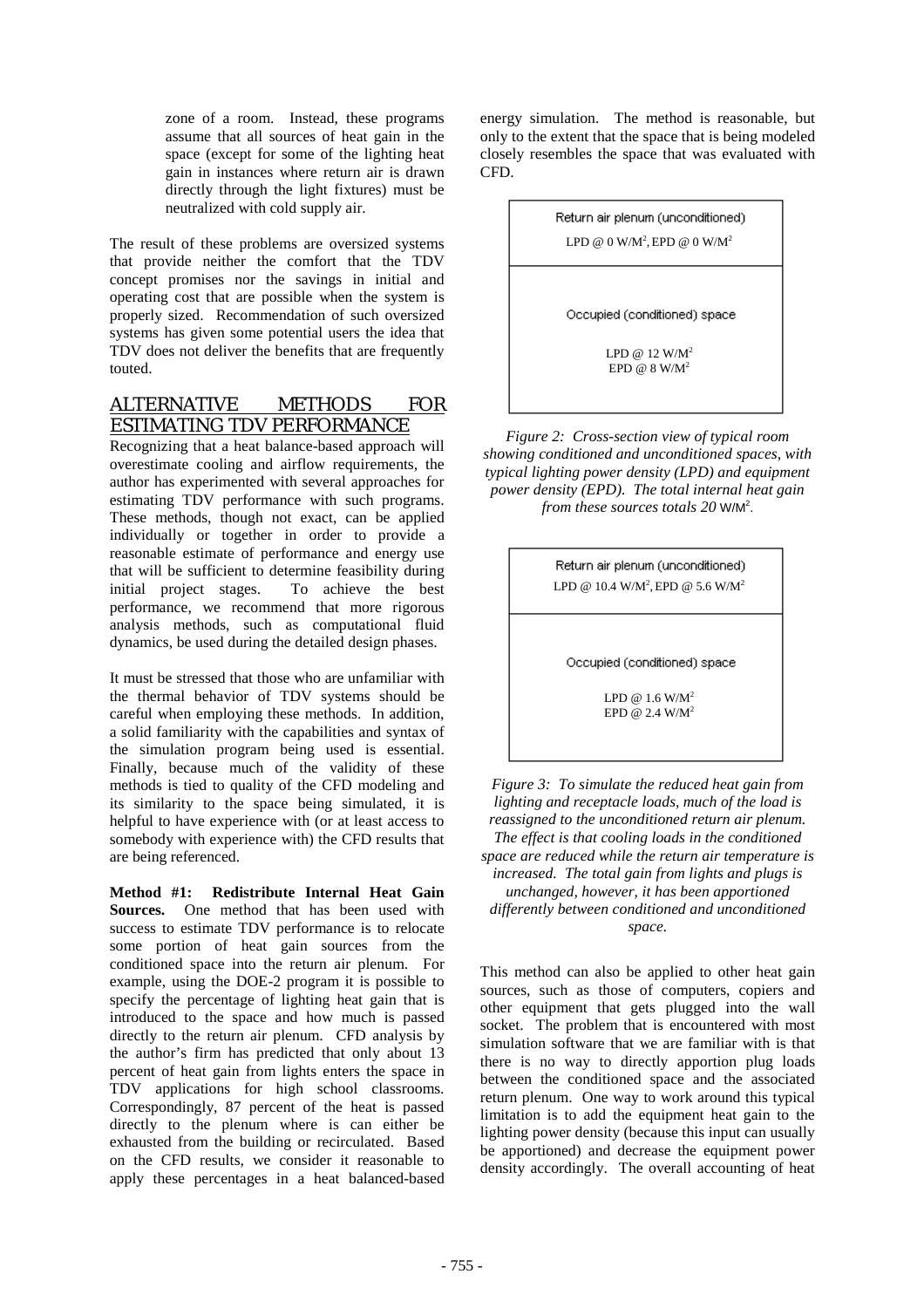zone of a room. Instead, these programs assume that all sources of heat gain in the space (except for some of the lighting heat gain in instances where return air is drawn directly through the light fixtures) must be neutralized with cold supply air.

The result of these problems are oversized systems that provide neither the comfort that the TDV concept promises nor the savings in initial and operating cost that are possible when the system is properly sized. Recommendation of such oversized systems has given some potential users the idea that TDV does not deliver the benefits that are frequently touted.

## ALTERNATIVE METHODS FOR ESTIMATING TDV PERFORMANCE

Recognizing that a heat balance-based approach will overestimate cooling and airflow requirements, the author has experimented with several approaches for estimating TDV performance with such programs. These methods, though not exact, can be applied individually or together in order to provide a reasonable estimate of performance and energy use that will be sufficient to determine feasibility during initial project stages. To achieve the best performance, we recommend that more rigorous analysis methods, such as computational fluid dynamics, be used during the detailed design phases.

It must be stressed that those who are unfamiliar with the thermal behavior of TDV systems should be careful when employing these methods. In addition, a solid familiarity with the capabilities and syntax of the simulation program being used is essential. Finally, because much of the validity of these methods is tied to quality of the CFD modeling and its similarity to the space being simulated, it is helpful to have experience with (or at least access to somebody with experience with) the CFD results that are being referenced.

**Method #1: Redistribute Internal Heat Gain Sources.** One method that has been used with success to estimate TDV performance is to relocate some portion of heat gain sources from the conditioned space into the return air plenum. For example, using the DOE-2 program it is possible to specify the percentage of lighting heat gain that is introduced to the space and how much is passed directly to the return air plenum. CFD analysis by the author's firm has predicted that only about 13 percent of heat gain from lights enters the space in TDV applications for high school classrooms. Correspondingly, 87 percent of the heat is passed directly to the plenum where is can either be exhausted from the building or recirculated. Based on the CFD results, we consider it reasonable to apply these percentages in a heat balanced-based energy simulation. The method is reasonable, but only to the extent that the space that is being modeled closely resembles the space that was evaluated with CFD.

| Return air plenum (unconditioned) LPD @ 0 W/M², EPD @ 0 W/M² |
|---|
| Occupied (conditioned) space LPD @ 12 W/M² EPD @ 8 W/M² |

*Figure 2: Cross-section view of typical room showing conditioned and unconditioned spaces, with typical lighting power density (LPD) and equipment power density (EPD). The total internal heat gain from these sources totals 20 W/M².*

| Return air plenum (unconditioned) LPD @ 10.4 W/M², EPD @ 5.6 W/M² |
|---|
| Occupied (conditioned) space LPD @ 1.6 W/M² EPD @ 2.4 W/M² |

*Figure 3: To simulate the reduced heat gain from lighting and receptacle loads, much of the load is reassigned to the unconditioned return air plenum. The effect is that cooling loads in the conditioned space are reduced while the return air temperature is increased. The total gain from lights and plugs is unchanged, however, it has been apportioned differently between conditioned and unconditioned space.*

This method can also be applied to other heat gain sources, such as those of computers, copiers and other equipment that gets plugged into the wall socket. The problem that is encountered with most simulation software that we are familiar with is that there is no way to directly apportion plug loads between the conditioned space and the associated return plenum. One way to work around this typical limitation is to add the equipment heat gain to the lighting power density (because this input can usually be apportioned) and decrease the equipment power density accordingly. The overall accounting of heat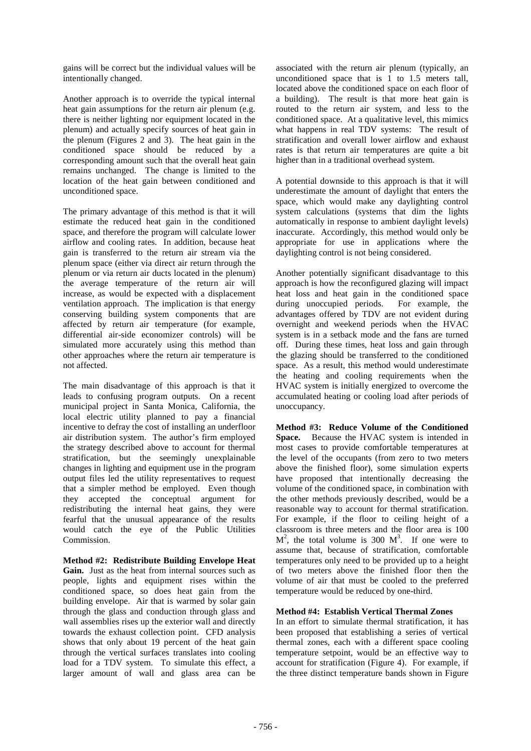gains will be correct but the individual values will be intentionally changed.

Another approach is to override the typical internal heat gain assumptions for the return air plenum (e.g. there is neither lighting nor equipment located in the plenum) and actually specify sources of heat gain in the plenum (Figures 2 and 3). The heat gain in the conditioned space should be reduced by a corresponding amount such that the overall heat gain remains unchanged. The change is limited to the location of the heat gain between conditioned and unconditioned space.

The primary advantage of this method is that it will estimate the reduced heat gain in the conditioned space, and therefore the program will calculate lower airflow and cooling rates. In addition, because heat gain is transferred to the return air stream via the plenum space (either via direct air return through the plenum or via return air ducts located in the plenum) the average temperature of the return air will increase, as would be expected with a displacement ventilation approach. The implication is that energy conserving building system components that are affected by return air temperature (for example, differential air-side economizer controls) will be simulated more accurately using this method than other approaches where the return air temperature is not affected.

The main disadvantage of this approach is that it leads to confusing program outputs. On a recent municipal project in Santa Monica, California, the local electric utility planned to pay a financial incentive to defray the cost of installing an underfloor air distribution system. The author's firm employed the strategy described above to account for thermal stratification, but the seemingly unexplainable changes in lighting and equipment use in the program output files led the utility representatives to request that a simpler method be employed. Even though they accepted the conceptual argument for redistributing the internal heat gains, they were fearful that the unusual appearance of the results would catch the eye of the Public Utilities Commission.

**Method #2: Redistribute Building Envelope Heat Gain.** Just as the heat from internal sources such as people, lights and equipment rises within the conditioned space, so does heat gain from the building envelope. Air that is warmed by solar gain through the glass and conduction through glass and wall assemblies rises up the exterior wall and directly towards the exhaust collection point. CFD analysis shows that only about 19 percent of the heat gain through the vertical surfaces translates into cooling load for a TDV system. To simulate this effect, a larger amount of wall and glass area can be associated with the return air plenum (typically, an unconditioned space that is 1 to 1.5 meters tall, located above the conditioned space on each floor of a building). The result is that more heat gain is routed to the return air system, and less to the conditioned space. At a qualitative level, this mimics what happens in real TDV systems: The result of stratification and overall lower airflow and exhaust rates is that return air temperatures are quite a bit higher than in a traditional overhead system.

A potential downside to this approach is that it will underestimate the amount of daylight that enters the space, which would make any daylighting control system calculations (systems that dim the lights automatically in response to ambient daylight levels) inaccurate. Accordingly, this method would only be appropriate for use in applications where the daylighting control is not being considered.

Another potentially significant disadvantage to this approach is how the reconfigured glazing will impact heat loss and heat gain in the conditioned space during unoccupied periods. For example, the advantages offered by TDV are not evident during overnight and weekend periods when the HVAC system is in a setback mode and the fans are turned off. During these times, heat loss and gain through the glazing should be transferred to the conditioned space. As a result, this method would underestimate the heating and cooling requirements when the HVAC system is initially energized to overcome the accumulated heating or cooling load after periods of unoccupancy.

**Method #3: Reduce Volume of the Conditioned Space.** Because the HVAC system is intended in most cases to provide comfortable temperatures at the level of the occupants (from zero to two meters above the finished floor), some simulation experts have proposed that intentionally decreasing the volume of the conditioned space, in combination with the other methods previously described, would be a reasonable way to account for thermal stratification. For example, if the floor to ceiling height of a classroom is three meters and the floor area is 100 $M^2$, the total volume is 300 $M^3$. If one were to assume that, because of stratification, comfortable temperatures only need to be provided up to a height of two meters above the finished floor then the volume of air that must be cooled to the preferred temperature would be reduced by one-third.

**Method #4: Establish Vertical Thermal Zones**

In an effort to simulate thermal stratification, it has been proposed that establishing a series of vertical thermal zones, each with a different space cooling temperature setpoint, would be an effective way to account for stratification (Figure 4). For example, if the three distinct temperature bands shown in Figure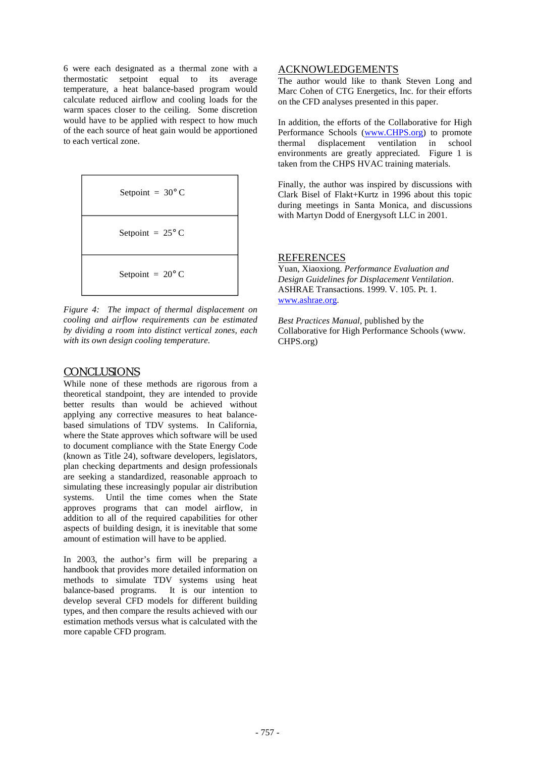6 were each designated as a thermal zone with a thermostatic setpoint equal to its average temperature, a heat balance-based program would calculate reduced airflow and cooling loads for the warm spaces closer to the ceiling. Some discretion would have to be applied with respect to how much of the each source of heat gain would be apportioned to each vertical zone.

| Setpoint = 30° C |
|---|
| Setpoint = 25° C |
| Setpoint = 20° C |

*Figure 4: The impact of thermal displacement on cooling and airflow requirements can be estimated by dividing a room into distinct vertical zones, each with its own design cooling temperature.*

## CONCLUSIONS

While none of these methods are rigorous from a theoretical standpoint, they are intended to provide better results than would be achieved without applying any corrective measures to heat balance-based simulations of TDV systems. In California, where the State approves which software will be used to document compliance with the State Energy Code (known as Title 24), software developers, legislators, plan checking departments and design professionals are seeking a standardized, reasonable approach to simulating these increasingly popular air distribution systems. Until the time comes when the State approves programs that can model airflow, in addition to all of the required capabilities for other aspects of building design, it is inevitable that some amount of estimation will have to be applied.

In 2003, the author's firm will be preparing a handbook that provides more detailed information on methods to simulate TDV systems using heat balance-based programs. It is our intention to develop several CFD models for different building types, and then compare the results achieved with our estimation methods versus what is calculated with the more capable CFD program.

## ACKNOWLEDGEMENTS

The author would like to thank Steven Long and Marc Cohen of CTG Energetics, Inc. for their efforts on the CFD analyses presented in this paper.

In addition, the efforts of the Collaborative for High Performance Schools (www.CHPS.org) to promote thermal displacement ventilation in school environments are greatly appreciated. Figure 1 is taken from the CHPS HVAC training materials.

Finally, the author was inspired by discussions with Clark Bisel of Flakt+Kurtz in 1996 about this topic during meetings in Santa Monica, and discussions with Martyn Dodd of Energysoft LLC in 2001.

## REFERENCES

Yuan, Xiaoxiong. *Performance Evaluation and Design Guidelines for Displacement Ventilation*. ASHRAE Transactions. 1999. V. 105. Pt. 1. www.ashrae.org.

*Best Practices Manual*, published by the Collaborative for High Performance Schools (www. CHPS.org)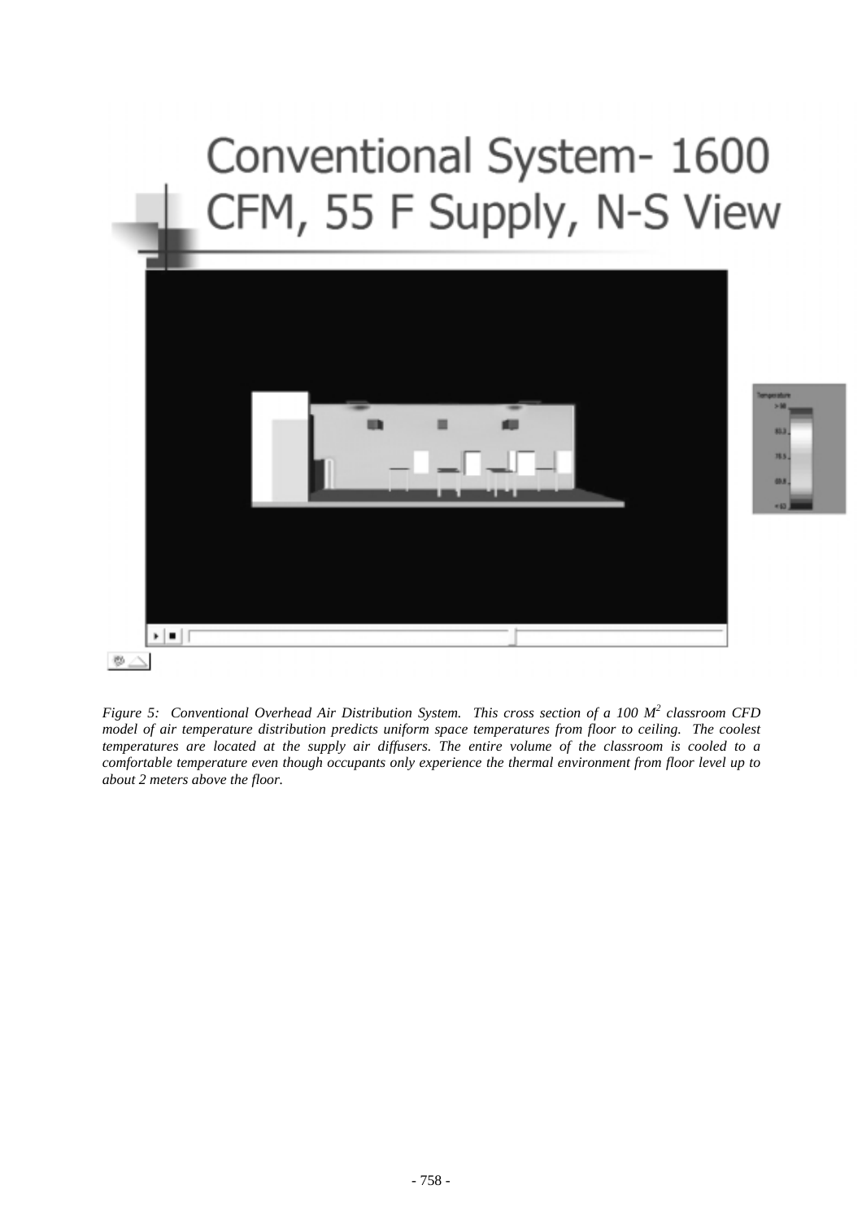# Conventional System- 1600 CFM, 55 F Supply, N-S View

*Figure 5: Conventional Overhead Air Distribution System. This cross section of a 100 $M^2$ classroom CFD model of air temperature distribution predicts uniform space temperatures from floor to ceiling. The coolest temperatures are located at the supply air diffusers. The entire volume of the classroom is cooled to a comfortable temperature even though occupants only experience the thermal environment from floor level up to about 2 meters above the floor.*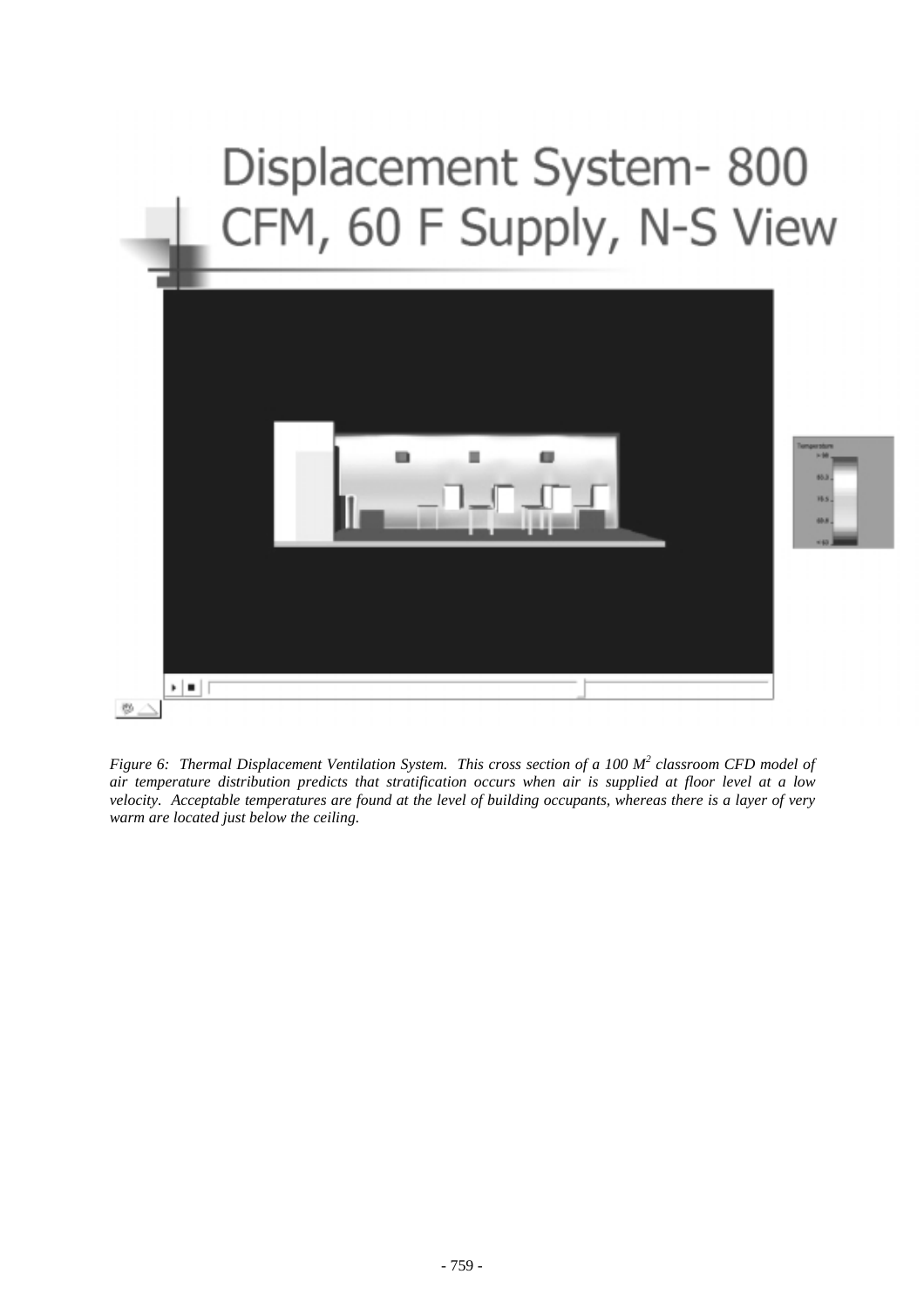Displacement System- 800 CFM, 60 F Supply, N-S View

Temperature

*Figure 6: Thermal Displacement Ventilation System. This cross section of a 100 $M^2$ classroom CFD model of air temperature distribution predicts that stratification occurs when air is supplied at floor level at a low velocity. Acceptable temperatures are found at the level of building occupants, whereas there is a layer of very warm are located just below the ceiling.*